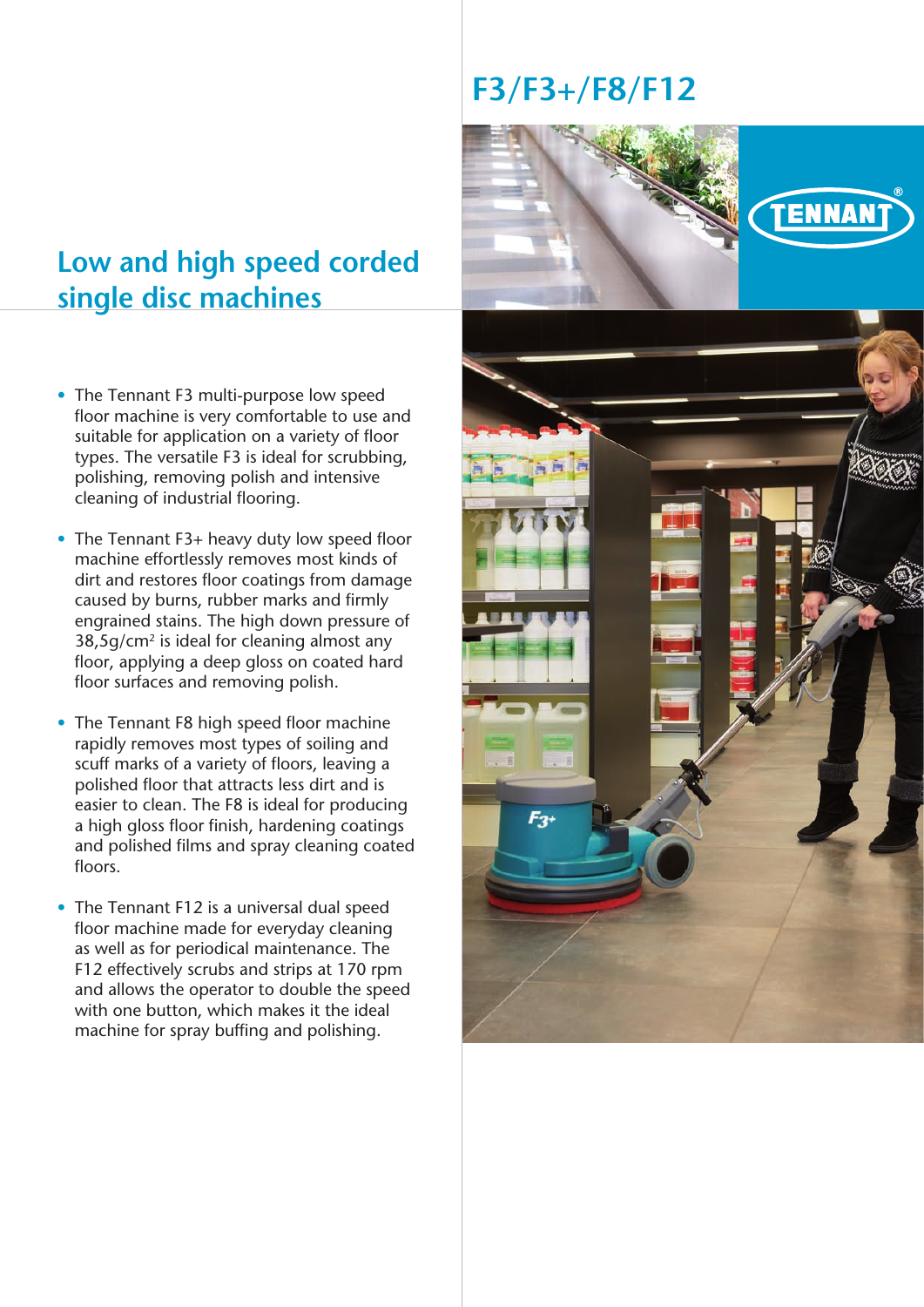# F3/F3+/F8/F12

## Low and high speed corded single disc machines

- The Tennant F3 multi-purpose low speed floor machine is very comfortable to use and suitable for application on a variety of floor types. The versatile F3 is ideal for scrubbing, polishing, removing polish and intensive cleaning of industrial flooring.
- The Tennant F3+ heavy duty low speed floor machine effortlessly removes most kinds of dirt and restores floor coatings from damage caused by burns, rubber marks and firmly engrained stains. The high down pressure of 38,5g/cm² is ideal for cleaning almost any floor, applying a deep gloss on coated hard floor surfaces and removing polish.
- The Tennant F8 high speed floor machine rapidly removes most types of soiling and scuff marks of a variety of floors, leaving a polished floor that attracts less dirt and is easier to clean. The F8 is ideal for producing a high gloss floor finish, hardening coatings and polished films and spray cleaning coated floors.
- The Tennant F12 is a universal dual speed floor machine made for everyday cleaning as well as for periodical maintenance. The F12 effectively scrubs and strips at 170 rpm and allows the operator to double the speed with one button, which makes it the ideal machine for spray buffing and polishing.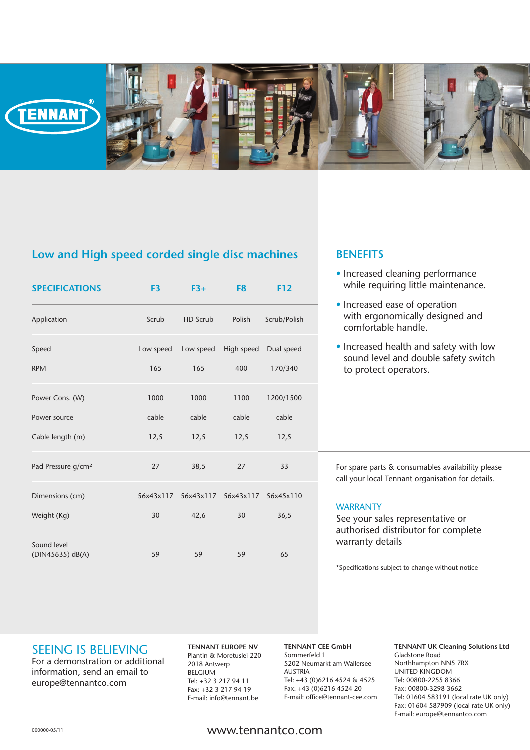## Low and High speed corded single disc machines

| SPECIFICATIONS | F3 | F3+ | F8 | F12 |
|---|---|---|---|---|
| Application | Scrub | HD Scrub | Polish | Scrub/Polish |
| Speed | Low speed | Low speed | High speed | Dual speed |
| RPM | 165 | 165 | 400 | 170/340 |
| Power Cons. (W) | 1000 | 1000 | 1100 | 1200/1500 |
| Power source | cable | cable | cable | cable |
| Cable length (m) | 12,5 | 12,5 | 12,5 | 12,5 |
| Pad Pressure g/cm² | 27 | 38,5 | 27 | 33 |
| Dimensions (cm) | 56x43x117 | 56x43x117 | 56x43x117 | 56x45x110 |
| Weight (Kg) | 30 | 42,6 | 30 | 36,5 |
| Sound level (DIN45635) dB(A) | 59 | 59 | 59 | 65 |

## BENEFITS

- Increased cleaning performance while requiring little maintenance.
- Increased ease of operation with ergonomically designed and comfortable handle.
- Increased health and safety with low sound level and double safety switch to protect operators.

For spare parts & consumables availability please call your local Tennant organisation for details.

### WARRANTY

See your sales representative or authorised distributor for complete warranty details

*Specifications subject to change without notice

## SEEING IS BELIEVING

For a demonstration or additional information, send an email to europe@tennantco.com

**TENNANT EUROPE NV**
Plantin & Moretuslei 220
2018 Antwerp
BELGIUM
Tel: +32 3 217 94 11
Fax: +32 3 217 94 19
E-mail: info@tennant.be

**TENNANT CEE GmbH**
Sommerfeld 1
5202 Neumarkt am Wallersee
AUSTRIA
Tel: +43 (0)6216 4524 & 4525
Fax: +43 (0)6216 4524 20
E-mail: office@tennant-cee.com

**TENNANT UK Cleaning Solutions Ltd**
Gladstone Road
Northhampton NN5 7RX
UNITED KINGDOM
Tel: 00800-2255 8366
Fax: 00800-3298 3662
Tel: 01604 583191 (local rate UK only)
Fax: 01604 587909 (local rate UK only)
E-mail: europe@tennantco.com

000000-05/11

www.tennantco.com